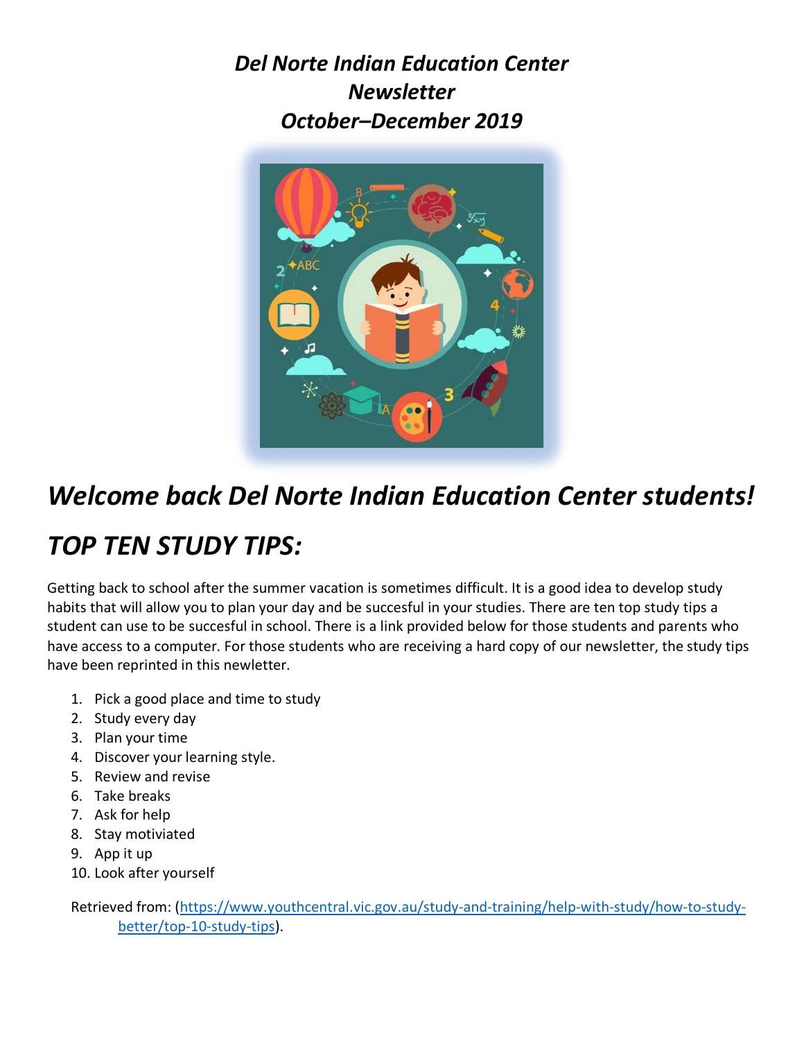# *Del Norte Indian Education Center Newsletter October–December 2019*

## *Welcome back Del Norte Indian Education Center students!*

## *TOP TEN STUDY TIPS:*

Getting back to school after the summer vacation is sometimes difficult. It is a good idea to develop study habits that will allow you to plan your day and be succesful in your studies. There are ten top study tips a student can use to be succesful in school. There is a link provided below for those students and parents who have access to a computer. For those students who are receiving a hard copy of our newsletter, the study tips have been reprinted in this newsletter.

1. Pick a good place and time to study
2. Study every day
3. Plan your time
4. Discover your learning style.
5. Review and revise
6. Take breaks
7. Ask for help
8. Stay motiviated
9. App it up
10. Look after yourself

Retrieved from: (https://www.youthcentral.vic.gov.au/study-and-training/help-with-study/how-to-study-better/top-10-study-tips).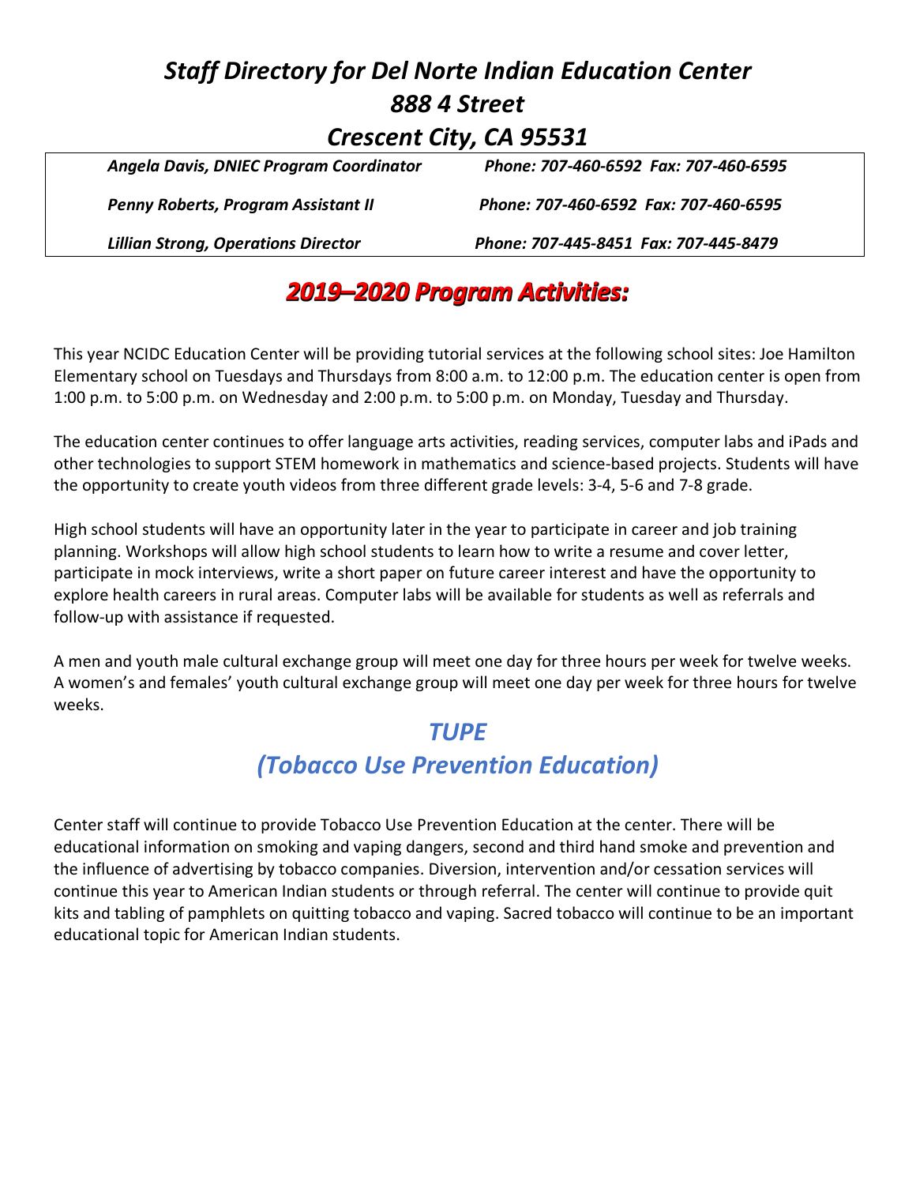# *Staff Directory for Del Norte Indian Education Center*
# *888 4 Street*
# *Crescent City, CA 95531*

| | |
|---|---|
| ***Angela Davis, DNIEC Program Coordinator*** | ***Phone: 707-460-6592 Fax: 707-460-6595*** |
| ***Penny Roberts, Program Assistant II*** | ***Phone: 707-460-6592 Fax: 707-460-6595*** |
| ***Lillian Strong, Operations Director*** | ***Phone: 707-445-8451 Fax: 707-445-8479*** |

## *2019–2020 Program Activities:*

This year NCIDC Education Center will be providing tutorial services at the following school sites: Joe Hamilton Elementary school on Tuesdays and Thursdays from 8:00 a.m. to 12:00 p.m. The education center is open from 1:00 p.m. to 5:00 p.m. on Wednesday and 2:00 p.m. to 5:00 p.m. on Monday, Tuesday and Thursday.

The education center continues to offer language arts activities, reading services, computer labs and iPads and other technologies to support STEM homework in mathematics and science-based projects. Students will have the opportunity to create youth videos from three different grade levels: 3-4, 5-6 and 7-8 grade.

High school students will have an opportunity later in the year to participate in career and job training planning. Workshops will allow high school students to learn how to write a resume and cover letter, participate in mock interviews, write a short paper on future career interest and have the opportunity to explore health careers in rural areas. Computer labs will be available for students as well as referrals and follow-up with assistance if requested.

A men and youth male cultural exchange group will meet one day for three hours per week for twelve weeks. A women's and females' youth cultural exchange group will meet one day per week for three hours for twelve weeks.

## *TUPE*
## *(Tobacco Use Prevention Education)*

Center staff will continue to provide Tobacco Use Prevention Education at the center. There will be educational information on smoking and vaping dangers, second and third hand smoke and prevention and the influence of advertising by tobacco companies. Diversion, intervention and/or cessation services will continue this year to American Indian students or through referral. The center will continue to provide quit kits and tabling of pamphlets on quitting tobacco and vaping. Sacred tobacco will continue to be an important educational topic for American Indian students.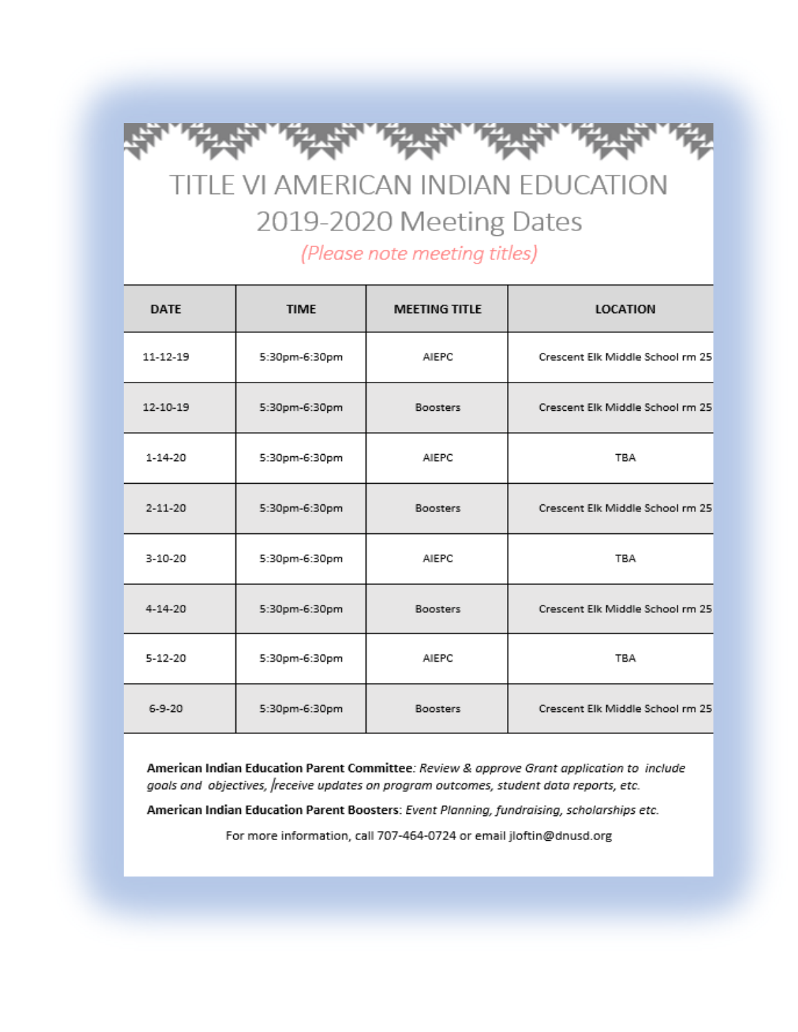# TITLE VI AMERICAN INDIAN EDUCATION

## 2019-2020 Meeting Dates

*(Please note meeting titles)*

| DATE | TIME | MEETING TITLE | LOCATION |
|---|---|---|---|
| 11-12-19 | 5:30pm-6:30pm | AIEPC | Crescent Elk Middle School rm 25 |
| 12-10-19 | 5:30pm-6:30pm | Boosters | Crescent Elk Middle School rm 25 |
| 1-14-20 | 5:30pm-6:30pm | AIEPC | TBA |
| 2-11-20 | 5:30pm-6:30pm | Boosters | Crescent Elk Middle School rm 25 |
| 3-10-20 | 5:30pm-6:30pm | AIEPC | TBA |
| 4-14-20 | 5:30pm-6:30pm | Boosters | Crescent Elk Middle School rm 25 |
| 5-12-20 | 5:30pm-6:30pm | AIEPC | TBA |
| 6-9-20 | 5:30pm-6:30pm | Boosters | Crescent Elk Middle School rm 25 |

**American Indian Education Parent Committee**: *Review & approve Grant application to include goals and objectives, receive updates on program outcomes, student data reports, etc.*

**American Indian Education Parent Boosters**: *Event Planning, fundraising, scholarships etc.*

For more information, call 707-464-0724 or email jloftin@dnusd.org